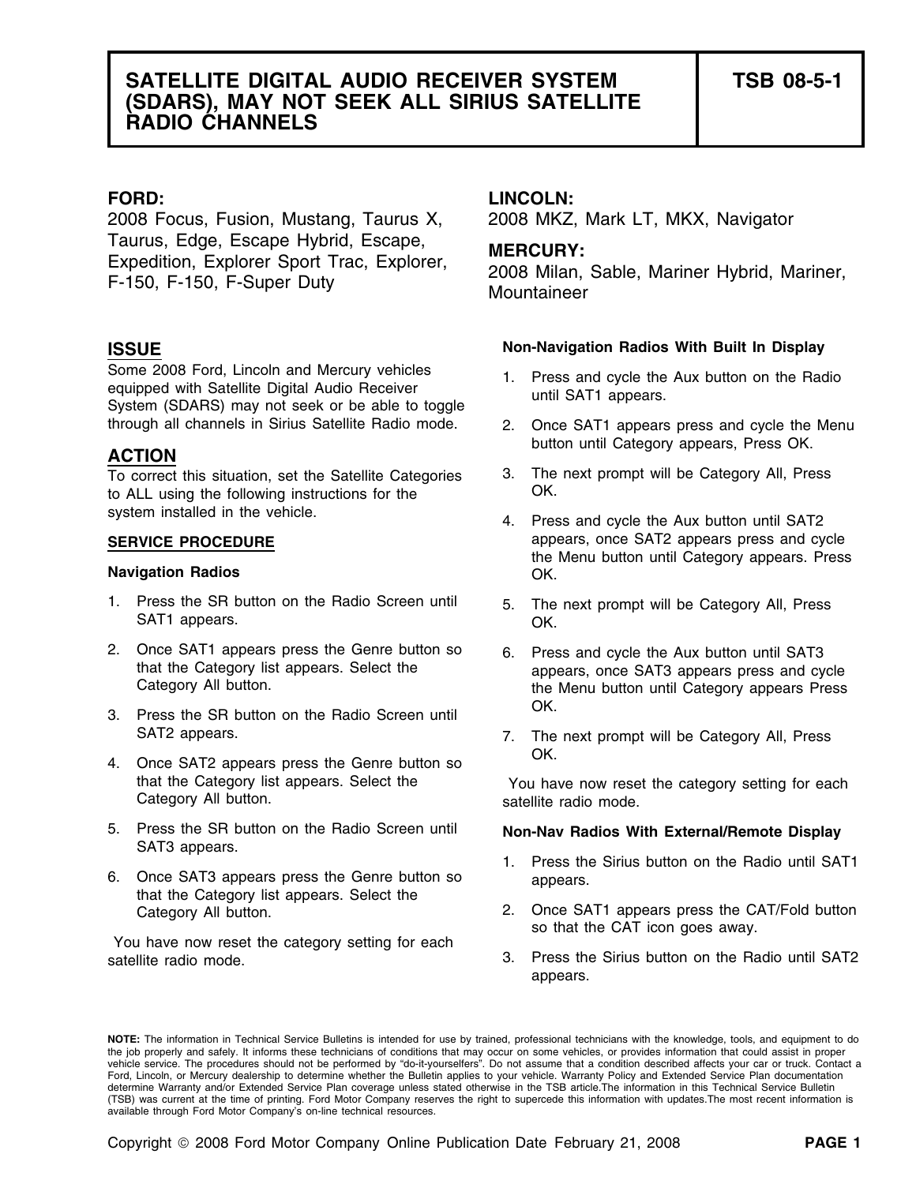# SATELLITE DIGITAL AUDIO RECEIVER SYSTEM (SDARS), MAY NOT SEEK ALL SIRIUS SATELLITE RADIO CHANNELS

**TSB 08-5-1**

**FORD:**
2008 Focus, Fusion, Mustang, Taurus X, Taurus, Edge, Escape Hybrid, Escape, Expedition, Explorer Sport Trac, Explorer, F-150, F-150, F-Super Duty

**LINCOLN:**
2008 MKZ, Mark LT, MKX, Navigator

**MERCURY:**
2008 Milan, Sable, Mariner Hybrid, Mariner, Mountaineer

## ISSUE

Some 2008 Ford, Lincoln and Mercury vehicles equipped with Satellite Digital Audio Receiver System (SDARS) may not seek or be able to toggle through all channels in Sirius Satellite Radio mode.

## ACTION

To correct this situation, set the Satellite Categories to ALL using the following instructions for the system installed in the vehicle.

### SERVICE PROCEDURE

**Navigation Radios**

1. Press the SR button on the Radio Screen until SAT1 appears.
2. Once SAT1 appears press the Genre button so that the Category list appears. Select the Category All button.
3. Press the SR button on the Radio Screen until SAT2 appears.
4. Once SAT2 appears press the Genre button so that the Category list appears. Select the Category All button.
5. Press the SR button on the Radio Screen until SAT3 appears.
6. Once SAT3 appears press the Genre button so that the Category list appears. Select the Category All button.

You have now reset the category setting for each satellite radio mode.

**Non-Navigation Radios With Built In Display**

1. Press and cycle the Aux button on the Radio until SAT1 appears.
2. Once SAT1 appears press and cycle the Menu button until Category appears, Press OK.
3. The next prompt will be Category All, Press OK.
4. Press and cycle the Aux button until SAT2 appears, once SAT2 appears press and cycle the Menu button until Category appears. Press OK.
5. The next prompt will be Category All, Press OK.
6. Press and cycle the Aux button until SAT3 appears, once SAT3 appears press and cycle the Menu button until Category appears Press OK.
7. The next prompt will be Category All, Press OK.

You have now reset the category setting for each satellite radio mode.

**Non-Nav Radios With External/Remote Display**

1. Press the Sirius button on the Radio until SAT1 appears.
2. Once SAT1 appears press the CAT/Fold button so that the CAT icon goes away.
3. Press the Sirius button on the Radio until SAT2 appears.

**NOTE:** The information in Technical Service Bulletins is intended for use by trained, professional technicians with the knowledge, tools, and equipment to do the job properly and safely. It informs these technicians of conditions that may occur on some vehicles, or provides information that could assist in proper vehicle service. The procedures should not be performed by "do-it-yourselfers". Do not assume that a condition described affects your car or truck. Contact a Ford, Lincoln, or Mercury dealership to determine whether the Bulletin applies to your vehicle. Warranty Policy and Extended Service Plan documentation determine Warranty and/or Extended Service Plan coverage unless stated otherwise in the TSB article.The information in this Technical Service Bulletin (TSB) was current at the time of printing. Ford Motor Company reserves the right to supercede this information with updates.The most recent information is available through Ford Motor Company's on-line technical resources.

Copyright © 2008 Ford Motor Company Online Publication Date February 21, 2008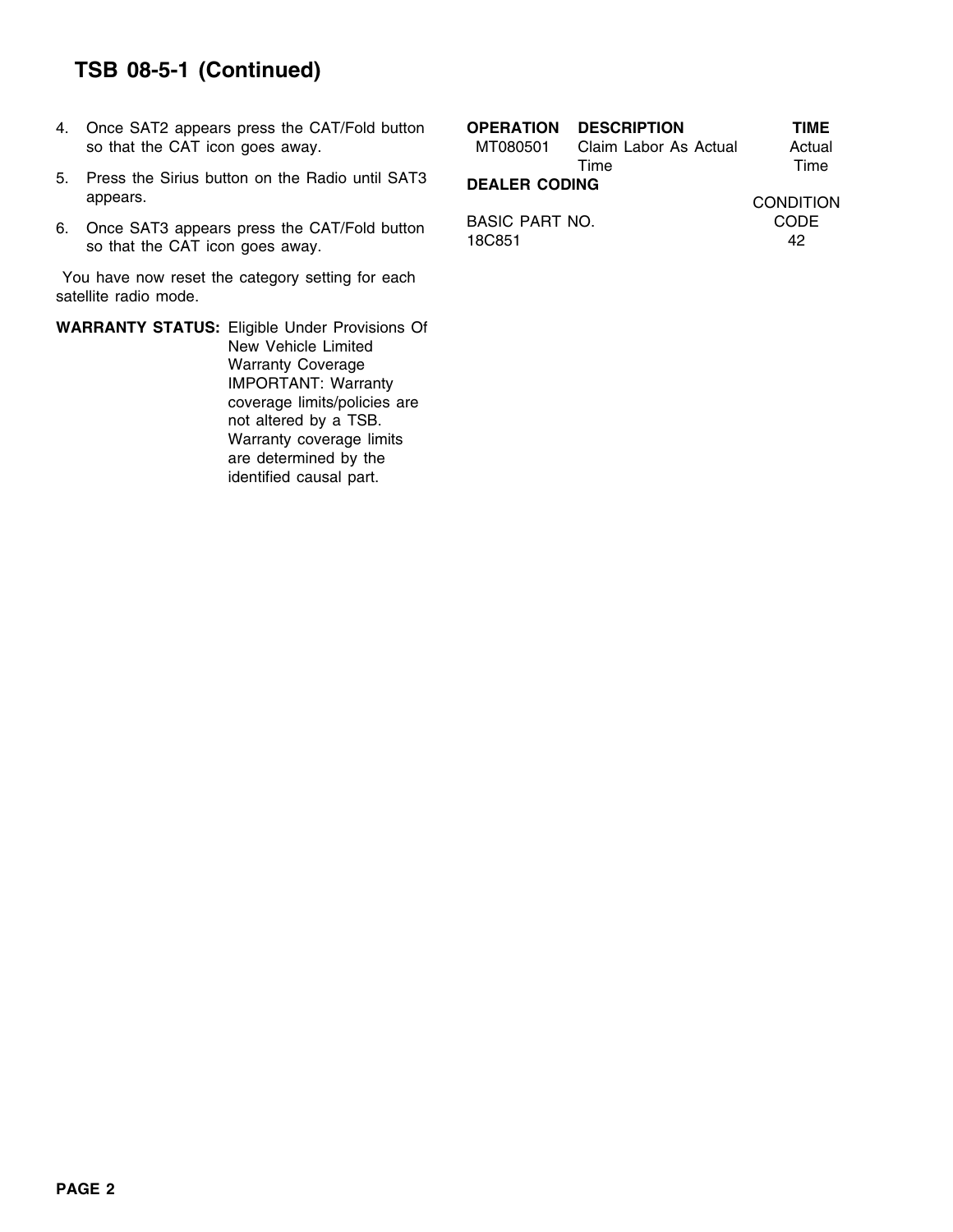## TSB 08-5-1 (Continued)

4. Once SAT2 appears press the CAT/Fold button so that the CAT icon goes away.
5. Press the Sirius button on the Radio until SAT3 appears.
6. Once SAT3 appears press the CAT/Fold button so that the CAT icon goes away.

You have now reset the category setting for each satellite radio mode.

**WARRANTY STATUS:** Eligible Under Provisions Of New Vehicle Limited Warranty Coverage IMPORTANT: Warranty coverage limits/policies are not altered by a TSB. Warranty coverage limits are determined by the identified causal part.

| OPERATION | DESCRIPTION | TIME |
|---|---|---|
| MT080501 | Claim Labor As Actual Time | Actual Time |

**DEALER CODING**

| BASIC PART NO. | CONDITION CODE |
|---|---|
| 18C851 | 42 |